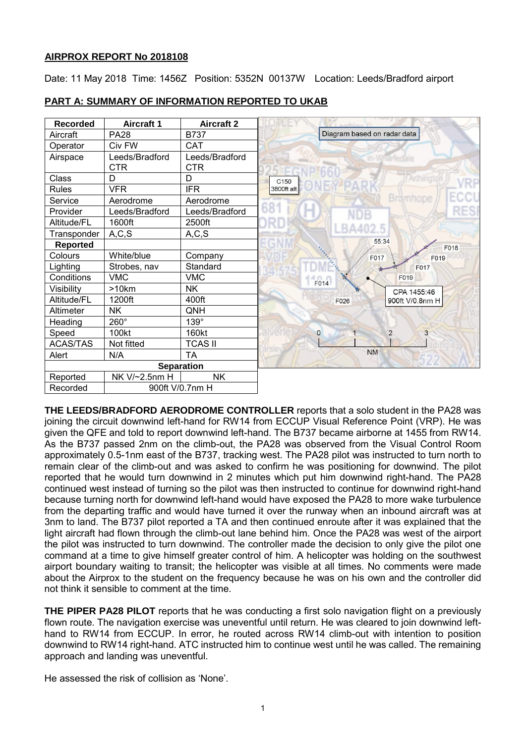**AIRPROX REPORT No 2018108**

Date: 11 May 2018 Time: 1456Z Position: 5352N 00137W Location: Leeds/Bradford airport

**PART A: SUMMARY OF INFORMATION REPORTED TO UKAB**

| Recorded | Aircraft 1 | Aircraft 2 |
|---|---|---|
| Aircraft | PA28 | B737 |
| Operator | Civ FW | CAT |
| Airspace | Leeds/Bradford CTR | Leeds/Bradford CTR |
| Class | D | D |
| Rules | VFR | IFR |
| Service | Aerodrome | Aerodrome |
| Provider | Leeds/Bradford | Leeds/Bradford |
| Altitude/FL | 1600ft | 2500ft |
| Transponder | A,C,S | A,C,S |
| **Reported** | | |
| Colours | White/blue | Company |
| Lighting | Strobes, nav | Standard |
| Conditions | VMC | VMC |
| Visibility | >10km | NK |
| Altitude/FL | 1200ft | 400ft |
| Altimeter | NK | QNH |
| Heading | 260° | 139° |
| Speed | 100kt | 160kt |
| ACAS/TAS | Not fitted | TCAS II |
| Alert | N/A | TA |
| **Separation** | | |
| Reported | NK V/~2.5nm H | NK |
| Recorded | 900ft V/0.7nm H | |

Diagram based on radar data

C150 3800ft alt

55:34

F017 F018 F019 F017 F019 F014 F026

CPA 1455:46 900ft V/0.8nm H

0 1 2 3 NM

**THE LEEDS/BRADFORD AERODROME CONTROLLER** reports that a solo student in the PA28 was joining the circuit downwind left-hand for RW14 from ECCUP Visual Reference Point (VRP). He was given the QFE and told to report downwind left-hand. The B737 became airborne at 1455 from RW14. As the B737 passed 2nm on the climb-out, the PA28 was observed from the Visual Control Room approximately 0.5-1nm east of the B737, tracking west. The PA28 pilot was instructed to turn north to remain clear of the climb-out and was asked to confirm he was positioning for downwind. The pilot reported that he would turn downwind in 2 minutes which put him downwind right-hand. The PA28 continued west instead of turning so the pilot was then instructed to continue for downwind right-hand because turning north for downwind left-hand would have exposed the PA28 to more wake turbulence from the departing traffic and would have turned it over the runway when an inbound aircraft was at 3nm to land. The B737 pilot reported a TA and then continued enroute after it was explained that the light aircraft had flown through the climb-out lane behind him. Once the PA28 was west of the airport the pilot was instructed to turn downwind. The controller made the decision to only give the pilot one command at a time to give himself greater control of him. A helicopter was holding on the southwest airport boundary waiting to transit; the helicopter was visible at all times. No comments were made about the Airprox to the student on the frequency because he was on his own and the controller did not think it sensible to comment at the time.

**THE PIPER PA28 PILOT** reports that he was conducting a first solo navigation flight on a previously flown route. The navigation exercise was uneventful until return. He was cleared to join downwind left-hand to RW14 from ECCUP. In error, he routed across RW14 climb-out with intention to position downwind to RW14 right-hand. ATC instructed him to continue west until he was called. The remaining approach and landing was uneventful.

He assessed the risk of collision as 'None'.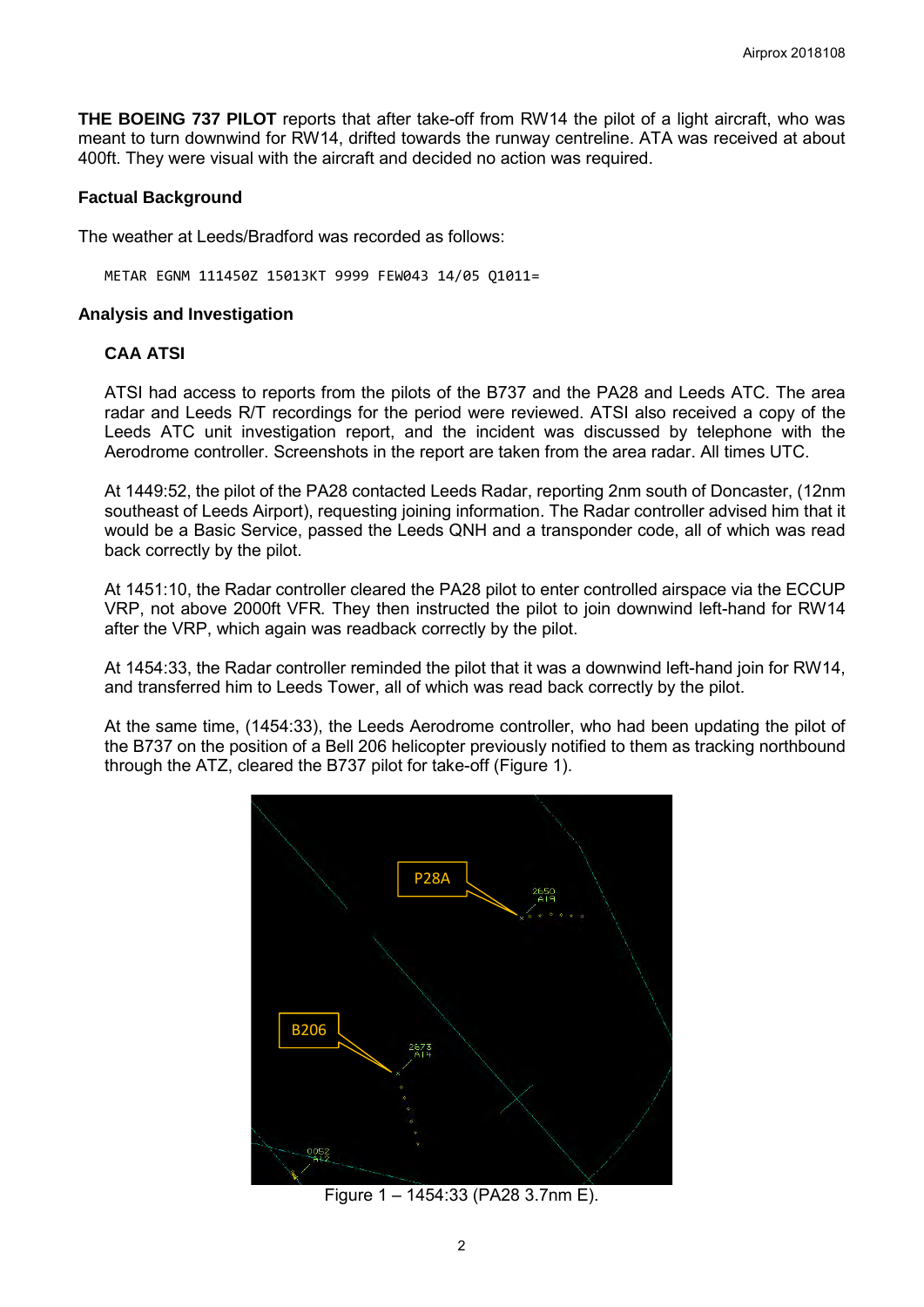**THE BOEING 737 PILOT** reports that after take-off from RW14 the pilot of a light aircraft, who was meant to turn downwind for RW14, drifted towards the runway centreline. ATA was received at about 400ft. They were visual with the aircraft and decided no action was required.

### Factual Background

The weather at Leeds/Bradford was recorded as follows:

```
METAR EGNM 111450Z 15013KT 9999 FEW043 14/05 Q1011=
```

### Analysis and Investigation

#### CAA ATSI

ATSI had access to reports from the pilots of the B737 and the PA28 and Leeds ATC. The area radar and Leeds R/T recordings for the period were reviewed. ATSI also received a copy of the Leeds ATC unit investigation report, and the incident was discussed by telephone with the Aerodrome controller. Screenshots in the report are taken from the area radar. All times UTC.

At 1449:52, the pilot of the PA28 contacted Leeds Radar, reporting 2nm south of Doncaster, (12nm southeast of Leeds Airport), requesting joining information. The Radar controller advised him that it would be a Basic Service, passed the Leeds QNH and a transponder code, all of which was read back correctly by the pilot.

At 1451:10, the Radar controller cleared the PA28 pilot to enter controlled airspace via the ECCUP VRP, not above 2000ft VFR. They then instructed the pilot to join downwind left-hand for RW14 after the VRP, which again was readback correctly by the pilot.

At 1454:33, the Radar controller reminded the pilot that it was a downwind left-hand join for RW14, and transferred him to Leeds Tower, all of which was read back correctly by the pilot.

At the same time, (1454:33), the Leeds Aerodrome controller, who had been updating the pilot of the B737 on the position of a Bell 206 helicopter previously notified to them as tracking northbound through the ATZ, cleared the B737 pilot for take-off (Figure 1).

Figure 1 – 1454:33 (PA28 3.7nm E).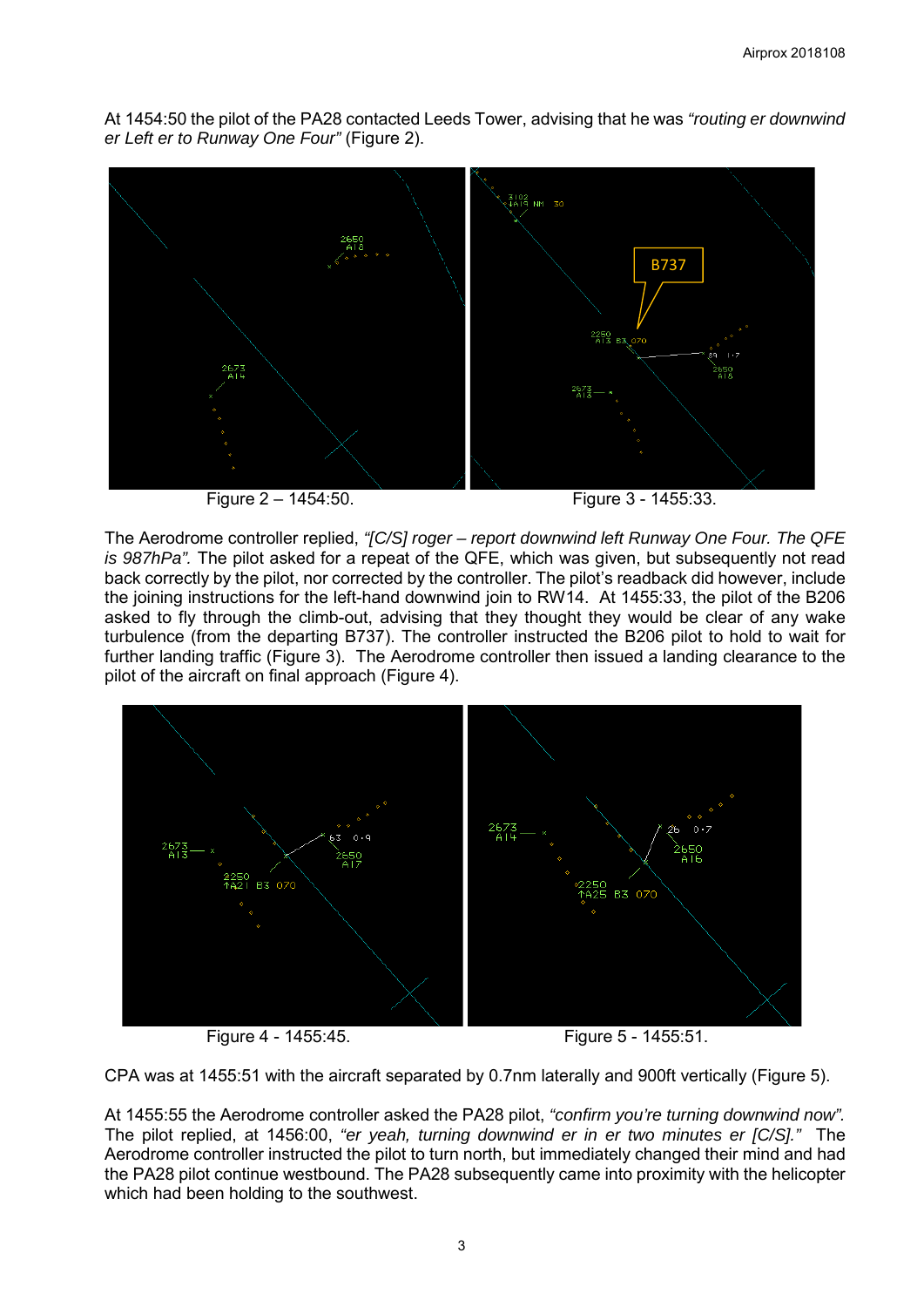At 1454:50 the pilot of the PA28 contacted Leeds Tower, advising that he was *"routing er downwind er Left er to Runway One Four"* (Figure 2).

Figure 2 – 1454:50. Figure 3 - 1455:33.

The Aerodrome controller replied, *"[C/S] roger – report downwind left Runway One Four. The QFE is 987hPa".* The pilot asked for a repeat of the QFE, which was given, but subsequently not read back correctly by the pilot, nor corrected by the controller. The pilot's readback did however, include the joining instructions for the left-hand downwind join to RW14. At 1455:33, the pilot of the B206 asked to fly through the climb-out, advising that they thought they would be clear of any wake turbulence (from the departing B737). The controller instructed the B206 pilot to hold to wait for further landing traffic (Figure 3). The Aerodrome controller then issued a landing clearance to the pilot of the aircraft on final approach (Figure 4).

Figure 4 - 1455:45. Figure 5 - 1455:51.

CPA was at 1455:51 with the aircraft separated by 0.7nm laterally and 900ft vertically (Figure 5).

At 1455:55 the Aerodrome controller asked the PA28 pilot, *"confirm you're turning downwind now".* The pilot replied, at 1456:00, *"er yeah, turning downwind er in er two minutes er [C/S]."* The Aerodrome controller instructed the pilot to turn north, but immediately changed their mind and had the PA28 pilot continue westbound. The PA28 subsequently came into proximity with the helicopter which had been holding to the southwest.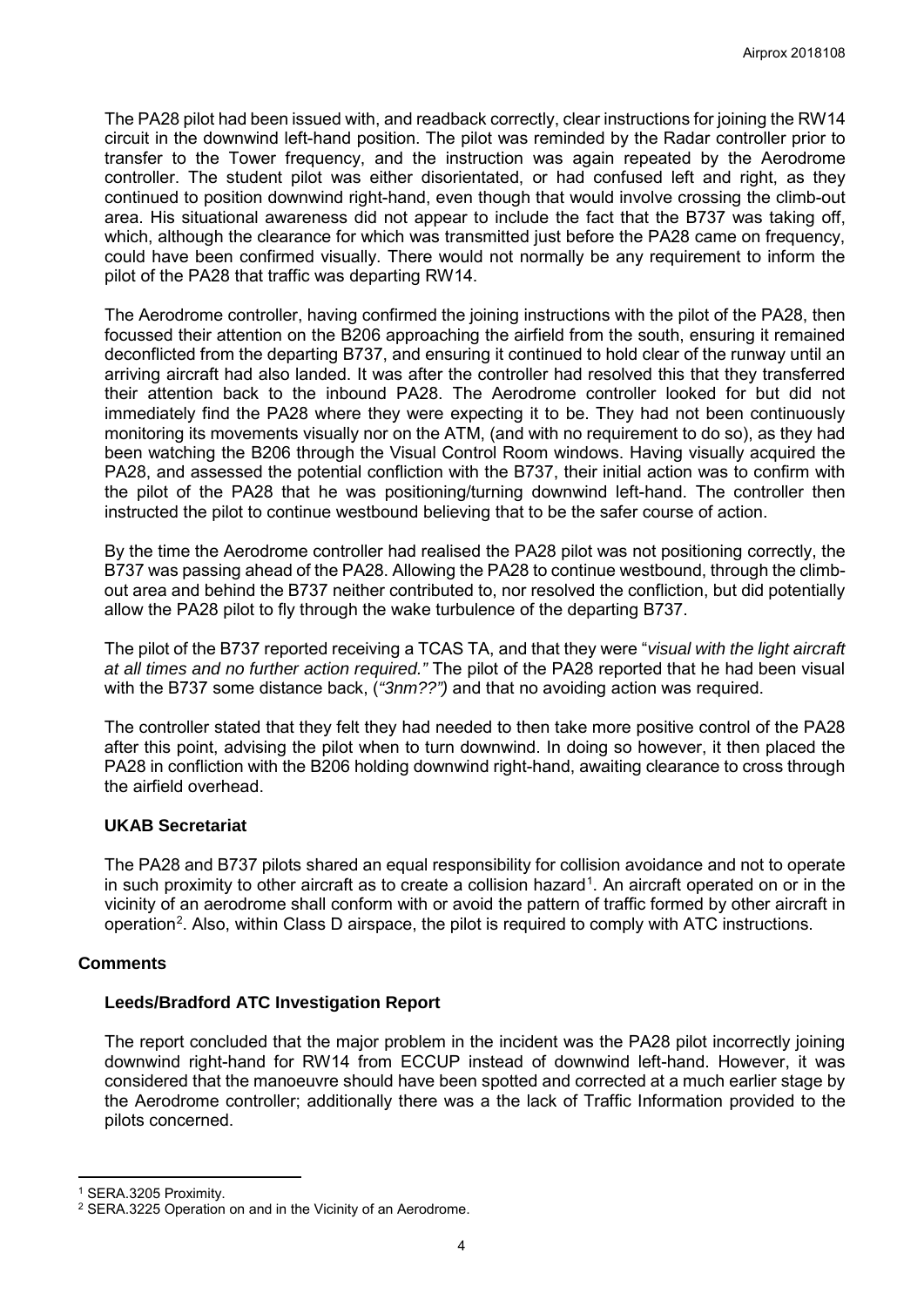The PA28 pilot had been issued with, and readback correctly, clear instructions for joining the RW14 circuit in the downwind left-hand position. The pilot was reminded by the Radar controller prior to transfer to the Tower frequency, and the instruction was again repeated by the Aerodrome controller. The student pilot was either disorientated, or had confused left and right, as they continued to position downwind right-hand, even though that would involve crossing the climb-out area. His situational awareness did not appear to include the fact that the B737 was taking off, which, although the clearance for which was transmitted just before the PA28 came on frequency, could have been confirmed visually. There would not normally be any requirement to inform the pilot of the PA28 that traffic was departing RW14.

The Aerodrome controller, having confirmed the joining instructions with the pilot of the PA28, then focussed their attention on the B206 approaching the airfield from the south, ensuring it remained deconflicted from the departing B737, and ensuring it continued to hold clear of the runway until an arriving aircraft had also landed. It was after the controller had resolved this that they transferred their attention back to the inbound PA28. The Aerodrome controller looked for but did not immediately find the PA28 where they were expecting it to be. They had not been continuously monitoring its movements visually nor on the ATM, (and with no requirement to do so), as they had been watching the B206 through the Visual Control Room windows. Having visually acquired the PA28, and assessed the potential confliction with the B737, their initial action was to confirm with the pilot of the PA28 that he was positioning/turning downwind left-hand. The controller then instructed the pilot to continue westbound believing that to be the safer course of action.

By the time the Aerodrome controller had realised the PA28 pilot was not positioning correctly, the B737 was passing ahead of the PA28. Allowing the PA28 to continue westbound, through the climb-out area and behind the B737 neither contributed to, nor resolved the confliction, but did potentially allow the PA28 pilot to fly through the wake turbulence of the departing B737.

The pilot of the B737 reported receiving a TCAS TA, and that they were "*visual with the light aircraft at all times and no further action required.*" The pilot of the PA28 reported that he had been visual with the B737 some distance back, (*"3nm??"*) and that no avoiding action was required.

The controller stated that they felt they had needed to then take more positive control of the PA28 after this point, advising the pilot when to turn downwind. In doing so however, it then placed the PA28 in confliction with the B206 holding downwind right-hand, awaiting clearance to cross through the airfield overhead.

### UKAB Secretariat

The PA28 and B737 pilots shared an equal responsibility for collision avoidance and not to operate in such proximity to other aircraft as to create a collision hazard[1]. An aircraft operated on or in the vicinity of an aerodrome shall conform with or avoid the pattern of traffic formed by other aircraft in operation[2]. Also, within Class D airspace, the pilot is required to comply with ATC instructions.

## Comments

### Leeds/Bradford ATC Investigation Report

The report concluded that the major problem in the incident was the PA28 pilot incorrectly joining downwind right-hand for RW14 from ECCUP instead of downwind left-hand. However, it was considered that the manoeuvre should have been spotted and corrected at a much earlier stage by the Aerodrome controller; additionally there was a the lack of Traffic Information provided to the pilots concerned.

---

[1] SERA.3205 Proximity.

[2] SERA.3225 Operation on and in the Vicinity of an Aerodrome.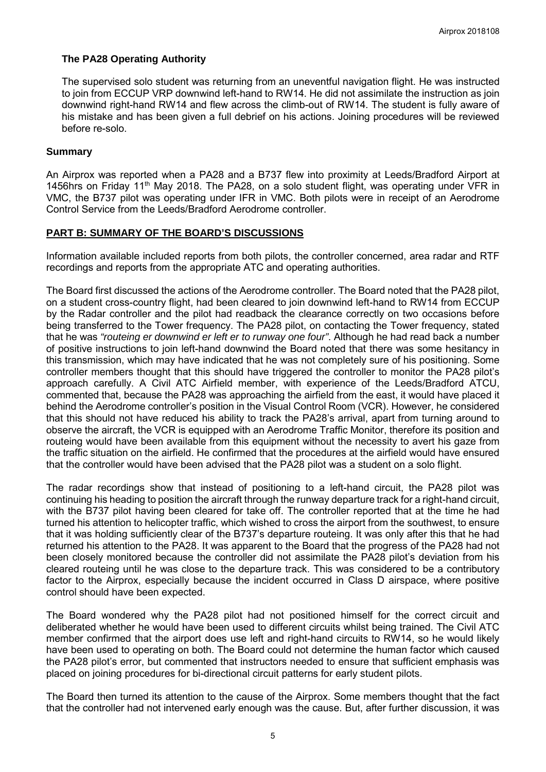### The PA28 Operating Authority

The supervised solo student was returning from an uneventful navigation flight. He was instructed to join from ECCUP VRP downwind left-hand to RW14. He did not assimilate the instruction as join downwind right-hand RW14 and flew across the climb-out of RW14. The student is fully aware of his mistake and has been given a full debrief on his actions. Joining procedures will be reviewed before re-solo.

## Summary

An Airprox was reported when a PA28 and a B737 flew into proximity at Leeds/Bradford Airport at 1456hrs on Friday 11th May 2018. The PA28, on a solo student flight, was operating under VFR in VMC, the B737 pilot was operating under IFR in VMC. Both pilots were in receipt of an Aerodrome Control Service from the Leeds/Bradford Aerodrome controller.

## PART B: SUMMARY OF THE BOARD'S DISCUSSIONS

Information available included reports from both pilots, the controller concerned, area radar and RTF recordings and reports from the appropriate ATC and operating authorities.

The Board first discussed the actions of the Aerodrome controller. The Board noted that the PA28 pilot, on a student cross-country flight, had been cleared to join downwind left-hand to RW14 from ECCUP by the Radar controller and the pilot had readback the clearance correctly on two occasions before being transferred to the Tower frequency. The PA28 pilot, on contacting the Tower frequency, stated that he was *"routeing er downwind er left er to runway one four"*. Although he had read back a number of positive instructions to join left-hand downwind the Board noted that there was some hesitancy in this transmission, which may have indicated that he was not completely sure of his positioning. Some controller members thought that this should have triggered the controller to monitor the PA28 pilot's approach carefully. A Civil ATC Airfield member, with experience of the Leeds/Bradford ATCU, commented that, because the PA28 was approaching the airfield from the east, it would have placed it behind the Aerodrome controller's position in the Visual Control Room (VCR). However, he considered that this should not have reduced his ability to track the PA28's arrival, apart from turning around to observe the aircraft, the VCR is equipped with an Aerodrome Traffic Monitor, therefore its position and routeing would have been available from this equipment without the necessity to avert his gaze from the traffic situation on the airfield. He confirmed that the procedures at the airfield would have ensured that the controller would have been advised that the PA28 pilot was a student on a solo flight.

The radar recordings show that instead of positioning to a left-hand circuit, the PA28 pilot was continuing his heading to position the aircraft through the runway departure track for a right-hand circuit, with the B737 pilot having been cleared for take off. The controller reported that at the time he had turned his attention to helicopter traffic, which wished to cross the airport from the southwest, to ensure that it was holding sufficiently clear of the B737's departure routeing. It was only after this that he had returned his attention to the PA28. It was apparent to the Board that the progress of the PA28 had not been closely monitored because the controller did not assimilate the PA28 pilot's deviation from his cleared routeing until he was close to the departure track. This was considered to be a contributory factor to the Airprox, especially because the incident occurred in Class D airspace, where positive control should have been expected.

The Board wondered why the PA28 pilot had not positioned himself for the correct circuit and deliberated whether he would have been used to different circuits whilst being trained. The Civil ATC member confirmed that the airport does use left and right-hand circuits to RW14, so he would likely have been used to operating on both. The Board could not determine the human factor which caused the PA28 pilot's error, but commented that instructors needed to ensure that sufficient emphasis was placed on joining procedures for bi-directional circuit patterns for early student pilots.

The Board then turned its attention to the cause of the Airprox. Some members thought that the fact that the controller had not intervened early enough was the cause. But, after further discussion, it was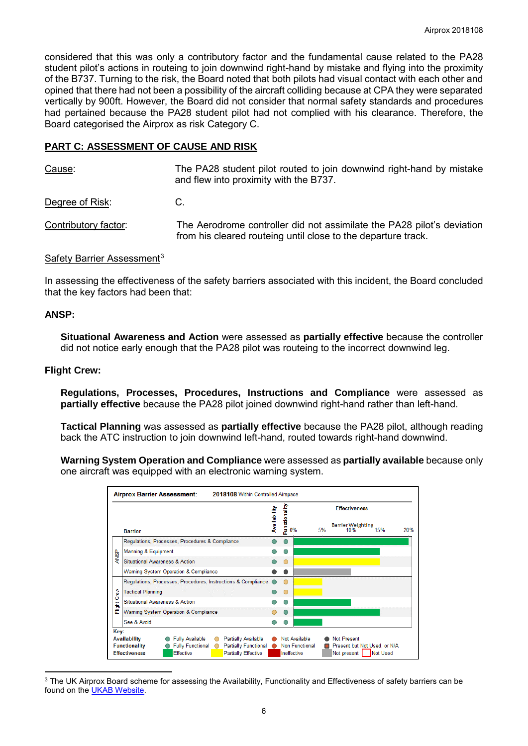considered that this was only a contributory factor and the fundamental cause related to the PA28 student pilot's actions in routeing to join downwind right-hand by mistake and flying into the proximity of the B737. Turning to the risk, the Board noted that both pilots had visual contact with each other and opined that there had not been a possibility of the aircraft colliding because at CPA they were separated vertically by 900ft. However, the Board did not consider that normal safety standards and procedures had pertained because the PA28 student pilot had not complied with his clearance. Therefore, the Board categorised the Airprox as risk Category C.

## PART C: ASSESSMENT OF CAUSE AND RISK

Cause: The PA28 student pilot routed to join downwind right-hand by mistake and flew into proximity with the B737.

Degree of Risk: C.

Contributory factor: The Aerodrome controller did not assimilate the PA28 pilot's deviation from his cleared routeing until close to the departure track.

Safety Barrier Assessment[3]

In assessing the effectiveness of the safety barriers associated with this incident, the Board concluded that the key factors had been that:

**ANSP:**

**Situational Awareness and Action** were assessed as **partially effective** because the controller did not notice early enough that the PA28 pilot was routeing to the incorrect downwind leg.

**Flight Crew:**

**Regulations, Processes, Procedures, Instructions and Compliance** were assessed as **partially effective** because the PA28 pilot joined downwind right-hand rather than left-hand.

**Tactical Planning** was assessed as **partially effective** because the PA28 pilot, although reading back the ATC instruction to join downwind left-hand, routed towards right-hand downwind.

**Warning System Operation and Compliance** were assessed as **partially available** because only one aircraft was equipped with an electronic warning system.

Airprox Barrier Assessment: 2018108 Within Controlled Airspace

Barrier
Availability
Functionality
Effectiveness
Barrier Weighting
0% 5% 10% 15% 20%

ANSP
Regulations, Processes, Procedures & Compliance
Manning & Equipment
Situational Awareness & Action
Warning System Operation & Compliance

Flight Crew
Regulations, Processes, Procedures, Instructions & Compliance
Tactical Planning
Situational Awareness & Action
Warning System Operation & Compliance
See & Avoid

Key:
Availability: Fully Available, Partially Available, Not Available, Not Present
Functionality: Fully Functional, Partially Functional, Non Functional, Present but Not Used, or N/A
Effectiveness: Effective, Partially Effective, Ineffective, Not present, Not Used

[3] The UK Airprox Board scheme for assessing the Availability, Functionality and Effectiveness of safety barriers can be found on the UKAB Website.